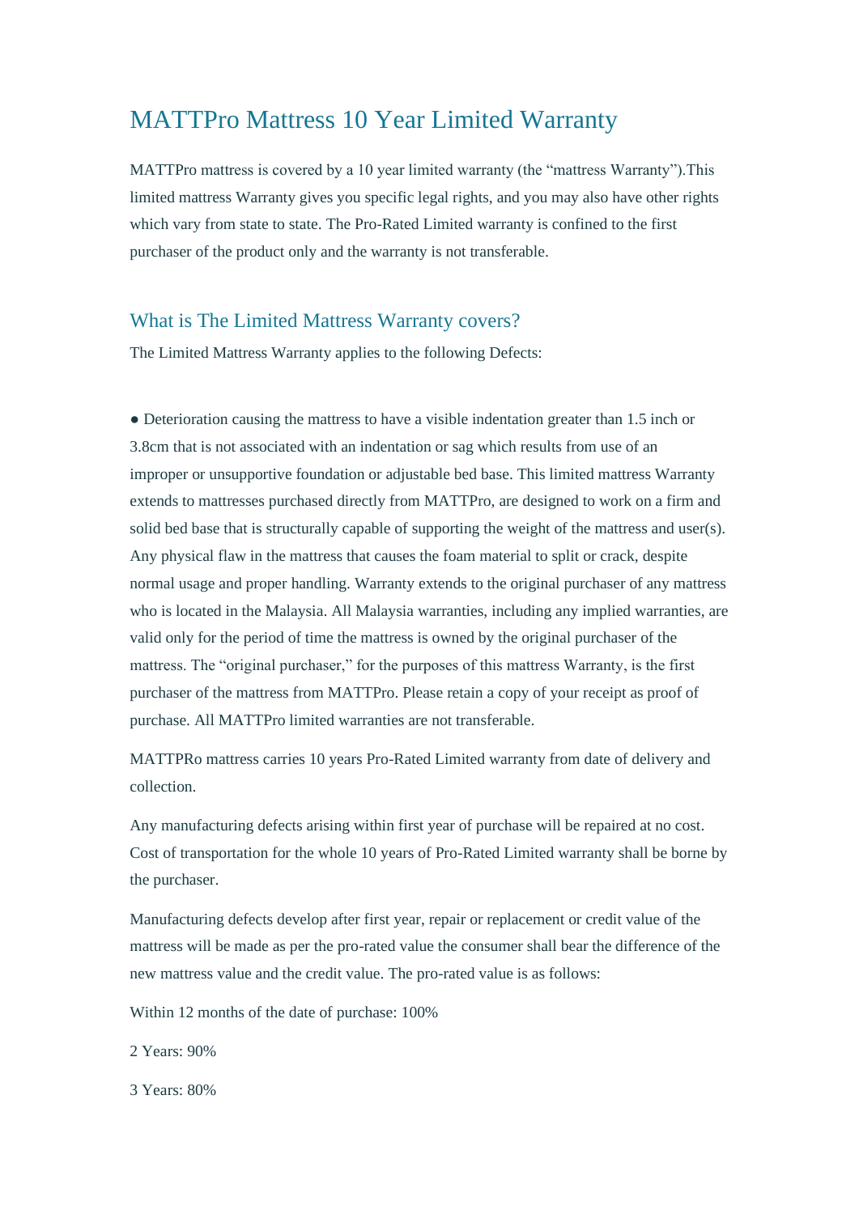# MATTPro Mattress 10 Year Limited Warranty

MATTPro mattress is covered by a 10 year limited warranty (the "mattress Warranty").This limited mattress Warranty gives you specific legal rights, and you may also have other rights which vary from state to state. The Pro-Rated Limited warranty is confined to the first purchaser of the product only and the warranty is not transferable.

## What is The Limited Mattress Warranty covers?

The Limited Mattress Warranty applies to the following Defects:

● Deterioration causing the mattress to have a visible indentation greater than 1.5 inch or 3.8cm that is not associated with an indentation or sag which results from use of an improper or unsupportive foundation or adjustable bed base. This limited mattress Warranty extends to mattresses purchased directly from MATTPro, are designed to work on a firm and solid bed base that is structurally capable of supporting the weight of the mattress and user(s). Any physical flaw in the mattress that causes the foam material to split or crack, despite normal usage and proper handling. Warranty extends to the original purchaser of any mattress who is located in the Malaysia. All Malaysia warranties, including any implied warranties, are valid only for the period of time the mattress is owned by the original purchaser of the mattress. The "original purchaser," for the purposes of this mattress Warranty, is the first purchaser of the mattress from MATTPro. Please retain a copy of your receipt as proof of purchase. All MATTPro limited warranties are not transferable.

MATTPRo mattress carries 10 years Pro-Rated Limited warranty from date of delivery and collection.

Any manufacturing defects arising within first year of purchase will be repaired at no cost. Cost of transportation for the whole 10 years of Pro-Rated Limited warranty shall be borne by the purchaser.

Manufacturing defects develop after first year, repair or replacement or credit value of the mattress will be made as per the pro-rated value the consumer shall bear the difference of the new mattress value and the credit value. The pro-rated value is as follows:

Within 12 months of the date of purchase: 100%

2 Years: 90%

3 Years: 80%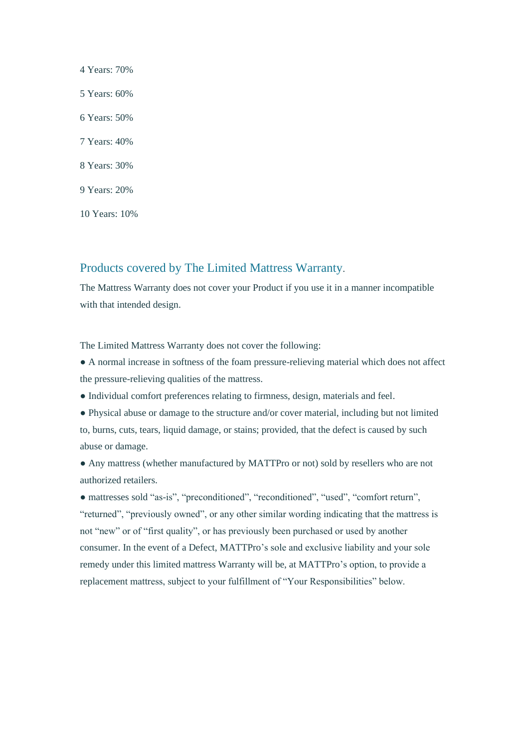4 Years: 70%

5 Years: 60%

6 Years: 50%

7 Years: 40%

8 Years: 30%

9 Years: 20%

10 Years: 10%

## Products covered by The Limited Mattress Warranty.

The Mattress Warranty does not cover your Product if you use it in a manner incompatible with that intended design.

The Limited Mattress Warranty does not cover the following:

- A normal increase in softness of the foam pressure-relieving material which does not affect the pressure-relieving qualities of the mattress.
- Individual comfort preferences relating to firmness, design, materials and feel.
- Physical abuse or damage to the structure and/or cover material, including but not limited to, burns, cuts, tears, liquid damage, or stains; provided, that the defect is caused by such abuse or damage.
- Any mattress (whether manufactured by MATTPro or not) sold by resellers who are not authorized retailers.
- mattresses sold “as-is”, “preconditioned”, “reconditioned”, “used”, “comfort return”, “returned”, “previously owned”, or any other similar wording indicating that the mattress is not “new” or of “first quality”, or has previously been purchased or used by another consumer. In the event of a Defect, MATTPro’s sole and exclusive liability and your sole remedy under this limited mattress Warranty will be, at MATTPro’s option, to provide a replacement mattress, subject to your fulfillment of “Your Responsibilities” below.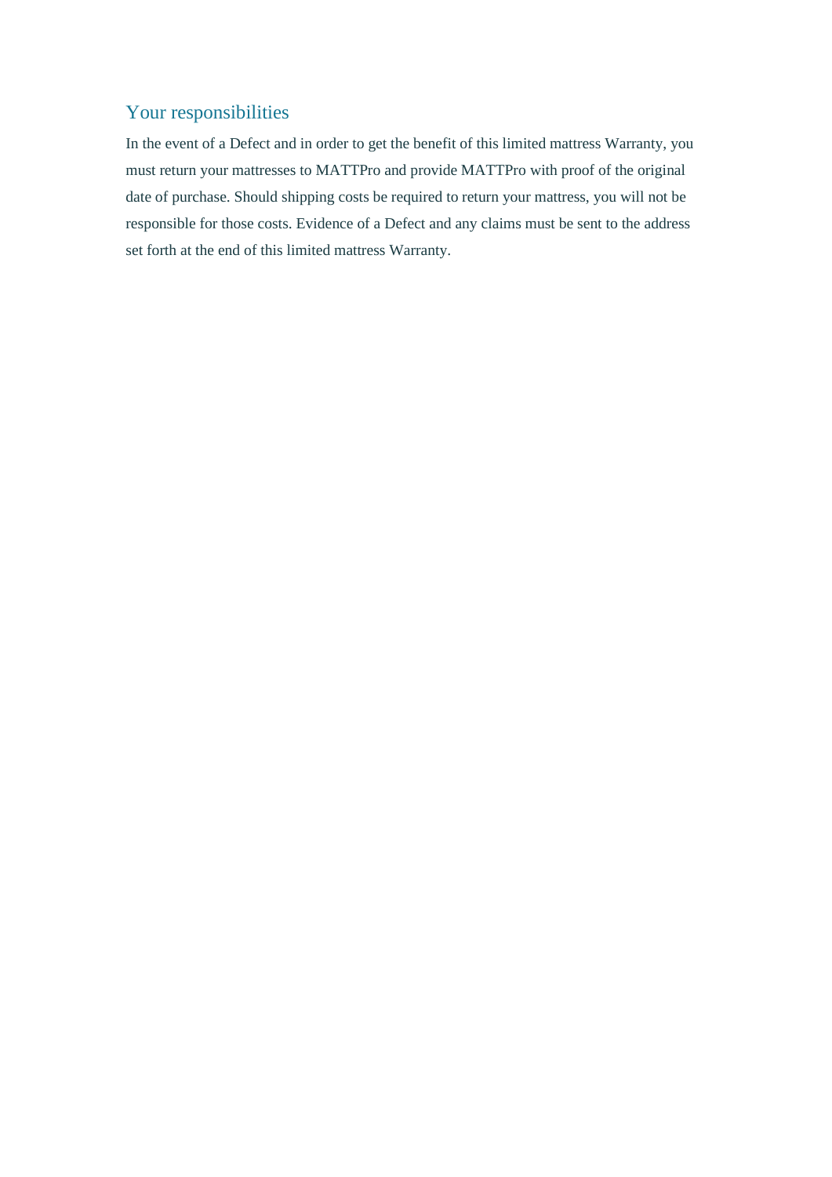## Your responsibilities

In the event of a Defect and in order to get the benefit of this limited mattress Warranty, you must return your mattresses to MATTPro and provide MATTPro with proof of the original date of purchase. Should shipping costs be required to return your mattress, you will not be responsible for those costs. Evidence of a Defect and any claims must be sent to the address set forth at the end of this limited mattress Warranty.